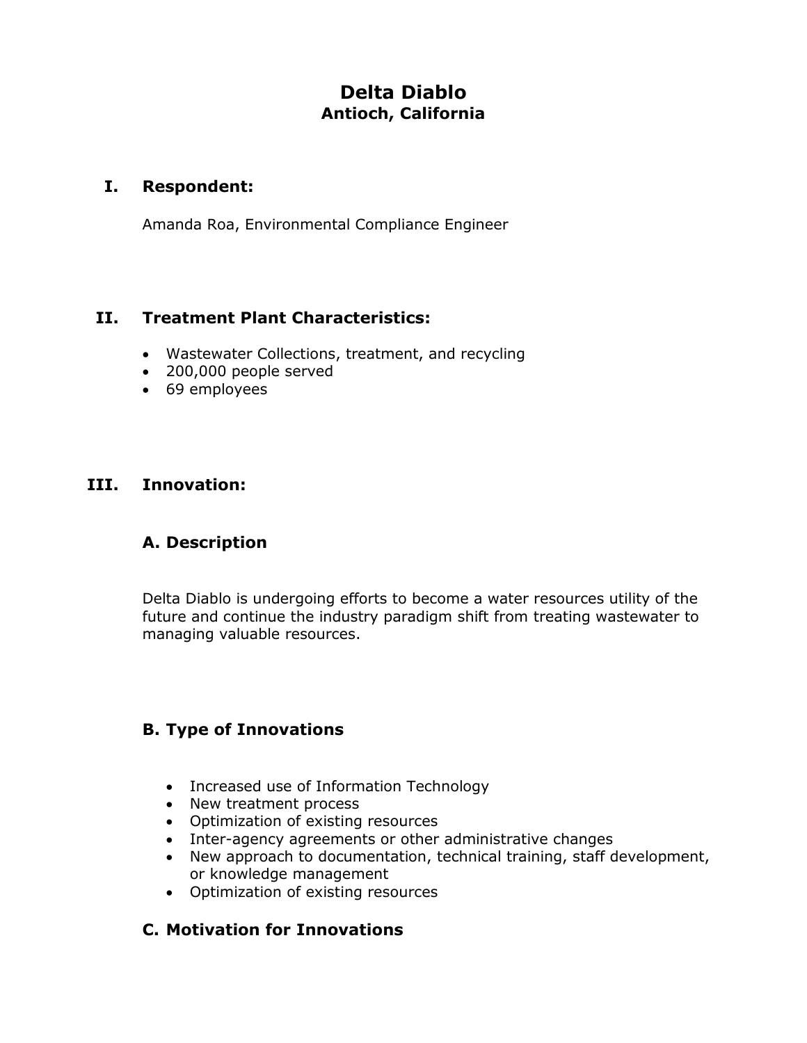# Delta Diablo
## Antioch, California

## I. Respondent:

Amanda Roa, Environmental Compliance Engineer

## II. Treatment Plant Characteristics:

- Wastewater Collections, treatment, and recycling
- 200,000 people served
- 69 employees

## III. Innovation:

### A. Description

Delta Diablo is undergoing efforts to become a water resources utility of the future and continue the industry paradigm shift from treating wastewater to managing valuable resources.

### B. Type of Innovations

- Increased use of Information Technology
- New treatment process
- Optimization of existing resources
- Inter-agency agreements or other administrative changes
- New approach to documentation, technical training, staff development, or knowledge management
- Optimization of existing resources

### C. Motivation for Innovations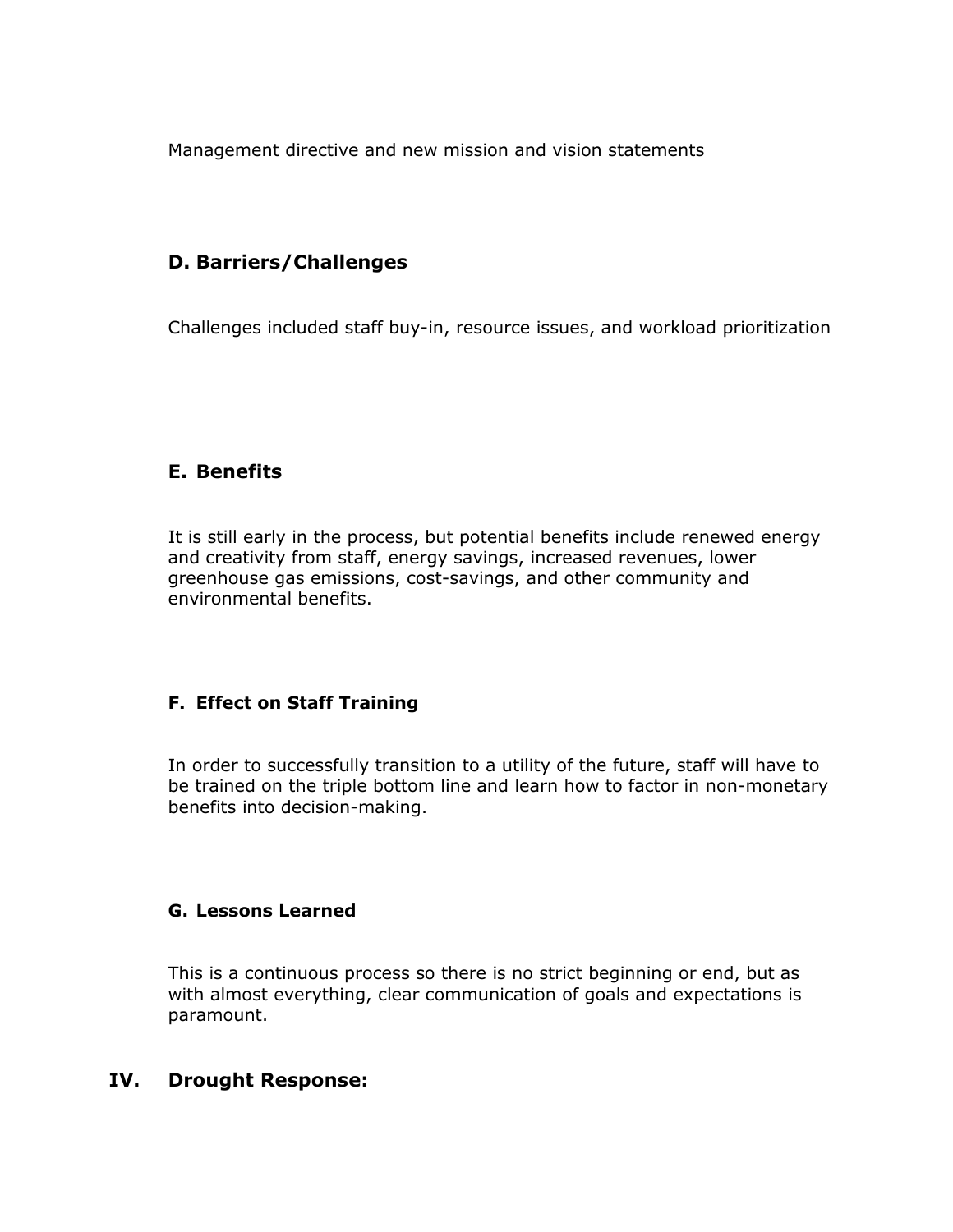Management directive and new mission and vision statements

### D. Barriers/Challenges

Challenges included staff buy-in, resource issues, and workload prioritization

### E. Benefits

It is still early in the process, but potential benefits include renewed energy and creativity from staff, energy savings, increased revenues, lower greenhouse gas emissions, cost-savings, and other community and environmental benefits.

### F. Effect on Staff Training

In order to successfully transition to a utility of the future, staff will have to be trained on the triple bottom line and learn how to factor in non-monetary benefits into decision-making.

### G. Lessons Learned

This is a continuous process so there is no strict beginning or end, but as with almost everything, clear communication of goals and expectations is paramount.

## IV. Drought Response: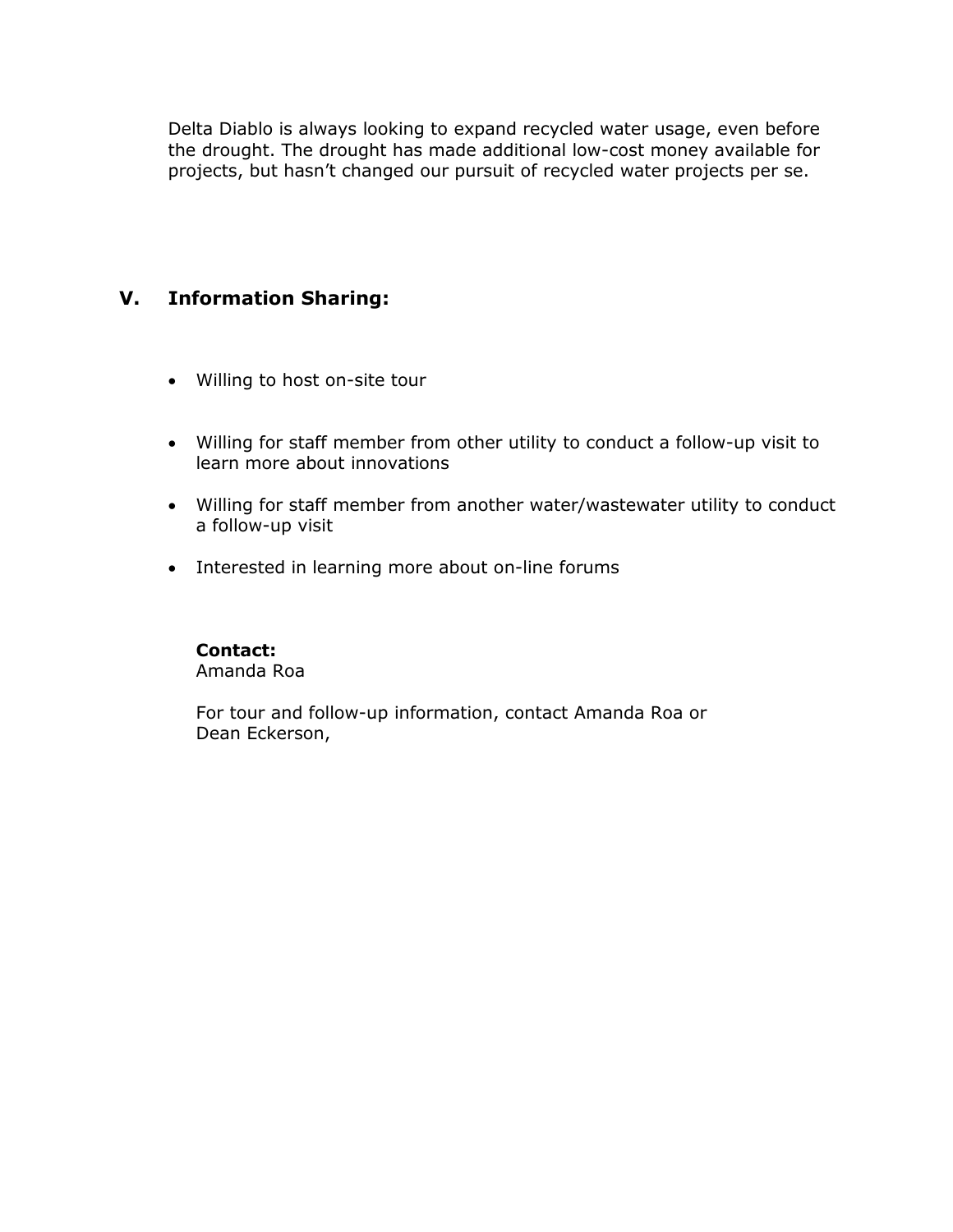Delta Diablo is always looking to expand recycled water usage, even before the drought. The drought has made additional low-cost money available for projects, but hasn't changed our pursuit of recycled water projects per se.

## V. Information Sharing:

- Willing to host on-site tour
- Willing for staff member from other utility to conduct a follow-up visit to learn more about innovations
- Willing for staff member from another water/wastewater utility to conduct a follow-up visit
- Interested in learning more about on-line forums

**Contact:**
Amanda Roa

For tour and follow-up information, contact Amanda Roa or Dean Eckerson,